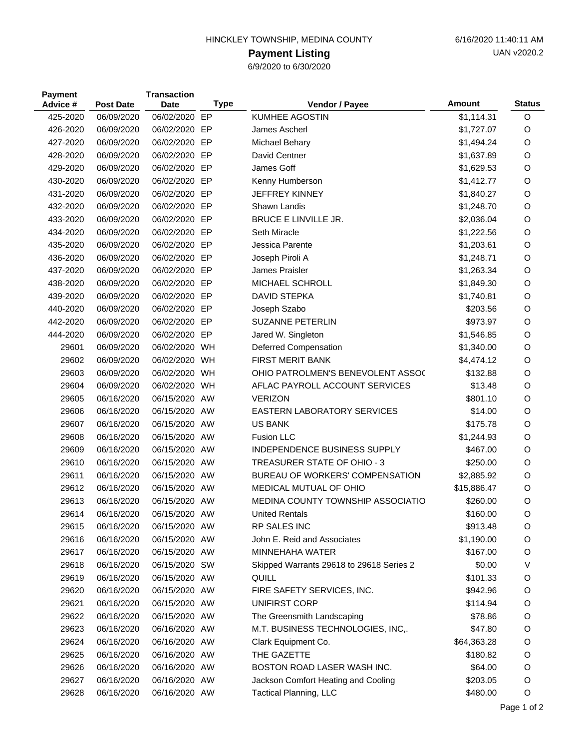HINCKLEY TOWNSHIP, MEDINA COUNTY

6/16/2020 11:40:11 AM

UAN v2020.2

# Payment Listing

6/9/2020 to 6/30/2020

| Payment Advice # | Post Date | Transaction Date | Type | Vendor / Payee | Amount | Status |
|---|---|---|---|---|---|---|
| 425-2020 | 06/09/2020 | 06/02/2020 | EP | KUMHEE AGOSTIN | $1,114.31 | O |
| 426-2020 | 06/09/2020 | 06/02/2020 | EP | James Ascherl | $1,727.07 | O |
| 427-2020 | 06/09/2020 | 06/02/2020 | EP | Michael Behary | $1,494.24 | O |
| 428-2020 | 06/09/2020 | 06/02/2020 | EP | David Centner | $1,637.89 | O |
| 429-2020 | 06/09/2020 | 06/02/2020 | EP | James Goff | $1,629.53 | O |
| 430-2020 | 06/09/2020 | 06/02/2020 | EP | Kenny Humberson | $1,412.77 | O |
| 431-2020 | 06/09/2020 | 06/02/2020 | EP | JEFFREY KINNEY | $1,840.27 | O |
| 432-2020 | 06/09/2020 | 06/02/2020 | EP | Shawn Landis | $1,248.70 | O |
| 433-2020 | 06/09/2020 | 06/02/2020 | EP | BRUCE E LINVILLE JR. | $2,036.04 | O |
| 434-2020 | 06/09/2020 | 06/02/2020 | EP | Seth Miracle | $1,222.56 | O |
| 435-2020 | 06/09/2020 | 06/02/2020 | EP | Jessica Parente | $1,203.61 | O |
| 436-2020 | 06/09/2020 | 06/02/2020 | EP | Joseph Piroli A | $1,248.71 | O |
| 437-2020 | 06/09/2020 | 06/02/2020 | EP | James Praisler | $1,263.34 | O |
| 438-2020 | 06/09/2020 | 06/02/2020 | EP | MICHAEL SCHROLL | $1,849.30 | O |
| 439-2020 | 06/09/2020 | 06/02/2020 | EP | DAVID STEPKA | $1,740.81 | O |
| 440-2020 | 06/09/2020 | 06/02/2020 | EP | Joseph Szabo | $203.56 | O |
| 442-2020 | 06/09/2020 | 06/02/2020 | EP | SUZANNE PETERLIN | $973.97 | O |
| 444-2020 | 06/09/2020 | 06/02/2020 | EP | Jared W. Singleton | $1,546.85 | O |
| 29601 | 06/09/2020 | 06/02/2020 | WH | Deferred Compensation | $1,340.00 | O |
| 29602 | 06/09/2020 | 06/02/2020 | WH | FIRST MERIT BANK | $4,474.12 | O |
| 29603 | 06/09/2020 | 06/02/2020 | WH | OHIO PATROLMEN'S BENEVOLENT ASSO( | $132.88 | O |
| 29604 | 06/09/2020 | 06/02/2020 | WH | AFLAC PAYROLL ACCOUNT SERVICES | $13.48 | O |
| 29605 | 06/16/2020 | 06/15/2020 | AW | VERIZON | $801.10 | O |
| 29606 | 06/16/2020 | 06/15/2020 | AW | EASTERN LABORATORY SERVICES | $14.00 | O |
| 29607 | 06/16/2020 | 06/15/2020 | AW | US BANK | $175.78 | O |
| 29608 | 06/16/2020 | 06/15/2020 | AW | Fusion LLC | $1,244.93 | O |
| 29609 | 06/16/2020 | 06/15/2020 | AW | INDEPENDENCE BUSINESS SUPPLY | $467.00 | O |
| 29610 | 06/16/2020 | 06/15/2020 | AW | TREASURER STATE OF OHIO - 3 | $250.00 | O |
| 29611 | 06/16/2020 | 06/15/2020 | AW | BUREAU OF WORKERS' COMPENSATION | $2,885.92 | O |
| 29612 | 06/16/2020 | 06/15/2020 | AW | MEDICAL MUTUAL OF OHIO | $15,886.47 | O |
| 29613 | 06/16/2020 | 06/15/2020 | AW | MEDINA COUNTY TOWNSHIP ASSOCIATIO | $260.00 | O |
| 29614 | 06/16/2020 | 06/15/2020 | AW | United Rentals | $160.00 | O |
| 29615 | 06/16/2020 | 06/15/2020 | AW | RP SALES INC | $913.48 | O |
| 29616 | 06/16/2020 | 06/15/2020 | AW | John E. Reid and Associates | $1,190.00 | O |
| 29617 | 06/16/2020 | 06/15/2020 | AW | MINNEHAHA WATER | $167.00 | O |
| 29618 | 06/16/2020 | 06/15/2020 | SW | Skipped Warrants 29618 to 29618 Series 2 | $0.00 | V |
| 29619 | 06/16/2020 | 06/15/2020 | AW | QUILL | $101.33 | O |
| 29620 | 06/16/2020 | 06/15/2020 | AW | FIRE SAFETY SERVICES, INC. | $942.96 | O |
| 29621 | 06/16/2020 | 06/15/2020 | AW | UNIFIRST CORP | $114.94 | O |
| 29622 | 06/16/2020 | 06/15/2020 | AW | The Greensmith Landscaping | $78.86 | O |
| 29623 | 06/16/2020 | 06/16/2020 | AW | M.T. BUSINESS TECHNOLOGIES, INC,. | $47.80 | O |
| 29624 | 06/16/2020 | 06/16/2020 | AW | Clark Equipment Co. | $64,363.28 | O |
| 29625 | 06/16/2020 | 06/16/2020 | AW | THE GAZETTE | $180.82 | O |
| 29626 | 06/16/2020 | 06/16/2020 | AW | BOSTON ROAD LASER WASH INC. | $64.00 | O |
| 29627 | 06/16/2020 | 06/16/2020 | AW | Jackson Comfort Heating and Cooling | $203.05 | O |
| 29628 | 06/16/2020 | 06/16/2020 | AW | Tactical Planning, LLC | $480.00 | O |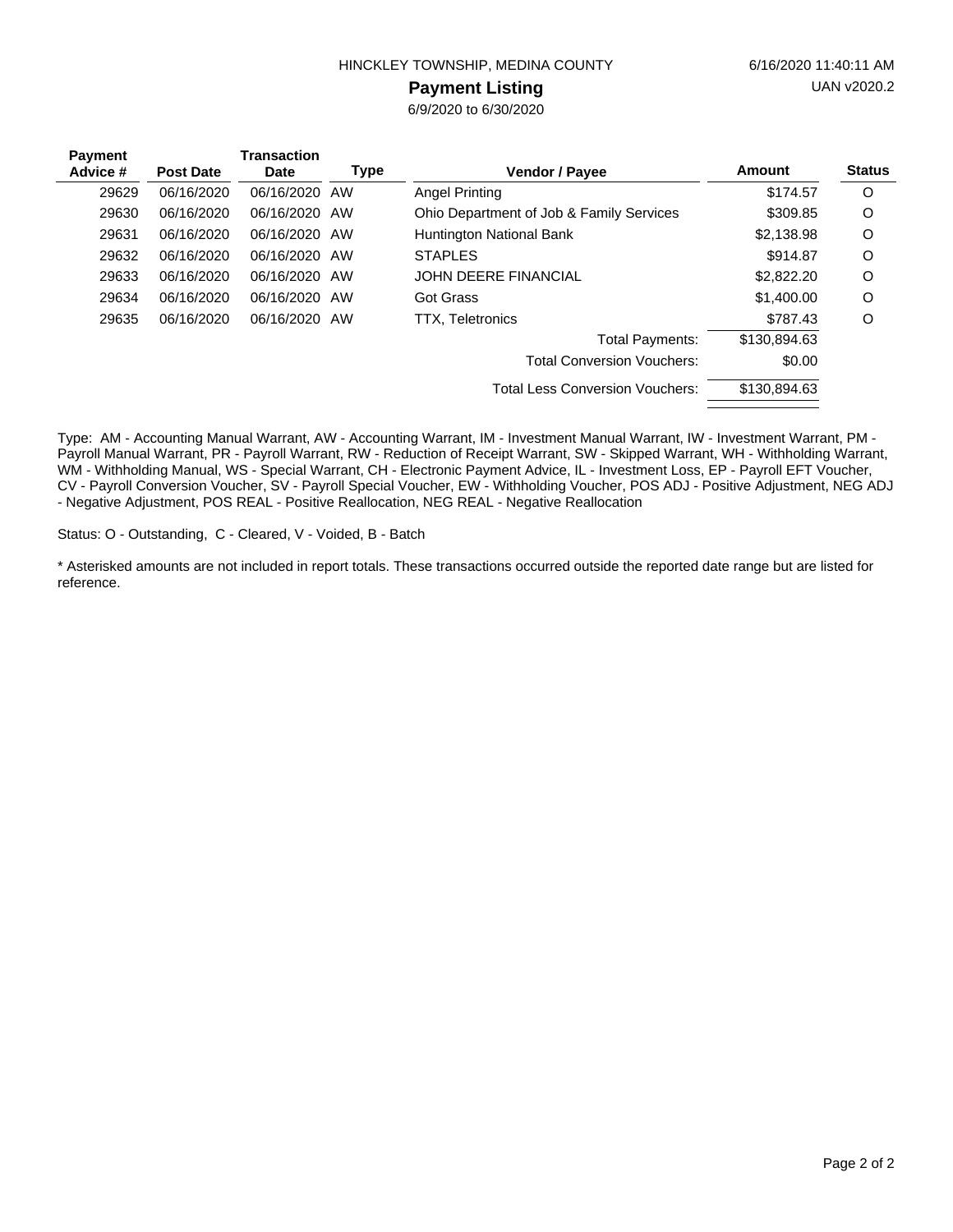HINCKLEY TOWNSHIP, MEDINA COUNTY

## Payment Listing

6/9/2020 to 6/30/2020

| Payment Advice # | Post Date | Transaction Date | Type | Vendor / Payee | Amount | Status |
|---|---|---|---|---|---|---|
| 29629 | 06/16/2020 | 06/16/2020 | AW | Angel Printing | $174.57 | O |
| 29630 | 06/16/2020 | 06/16/2020 | AW | Ohio Department of Job & Family Services | $309.85 | O |
| 29631 | 06/16/2020 | 06/16/2020 | AW | Huntington National Bank | $2,138.98 | O |
| 29632 | 06/16/2020 | 06/16/2020 | AW | STAPLES | $914.87 | O |
| 29633 | 06/16/2020 | 06/16/2020 | AW | JOHN DEERE FINANCIAL | $2,822.20 | O |
| 29634 | 06/16/2020 | 06/16/2020 | AW | Got Grass | $1,400.00 | O |
| 29635 | 06/16/2020 | 06/16/2020 | AW | TTX, Teletronics | $787.43 | O |
| | | | | Total Payments: | $130,894.63 | |
| | | | | Total Conversion Vouchers: | $0.00 | |
| | | | | Total Less Conversion Vouchers: | $130,894.63 | |

Type: AM - Accounting Manual Warrant, AW - Accounting Warrant, IM - Investment Manual Warrant, IW - Investment Warrant, PM - Payroll Manual Warrant, PR - Payroll Warrant, RW - Reduction of Receipt Warrant, SW - Skipped Warrant, WH - Withholding Warrant, WM - Withholding Manual, WS - Special Warrant, CH - Electronic Payment Advice, IL - Investment Loss, EP - Payroll EFT Voucher, CV - Payroll Conversion Voucher, SV - Payroll Special Voucher, EW - Withholding Voucher, POS ADJ - Positive Adjustment, NEG ADJ - Negative Adjustment, POS REAL - Positive Reallocation, NEG REAL - Negative Reallocation

Status: O - Outstanding, C - Cleared, V - Voided, B - Batch

* Asterisked amounts are not included in report totals. These transactions occurred outside the reported date range but are listed for reference.